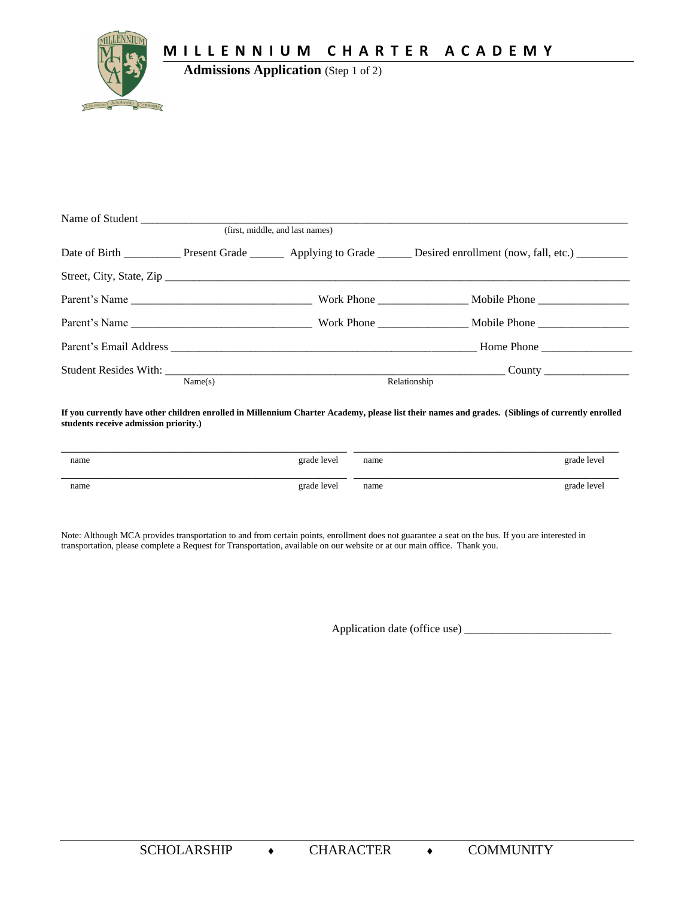# MILLENNIUM CHARTER ACADEMY

**Admissions Application** (Step 1 of 2)

Name of Student ___________________________________________________________________________________
(first, middle, and last names)

Date of Birth _________ Present Grade ______ Applying to Grade ______ Desired enrollment (now, fall, etc.) _________

Street, City, State, Zip _________________________________________________________________________

Parent's Name _____________________________ Work Phone _______________ Mobile Phone _______________

Parent's Name _____________________________ Work Phone _______________ Mobile Phone _______________

Parent's Email Address ____________________________________________________ Home Phone _______________

Student Resides With: _____________________________________________________ County ______________
Name(s) Relationship

**If you currently have other children enrolled in Millennium Charter Academy, please list their names and grades. (Siblings of currently enrolled students receive admission priority.)**

| name | grade level | name | grade level |
|---|---|---|---|
| | | | |
| name | grade level | name | grade level |

Note: Although MCA provides transportation to and from certain points, enrollment does not guarantee a seat on the bus. If you are interested in transportation, please complete a Request for Transportation, available on our website or at our main office. Thank you.

Application date (office use) _________________________

SCHOLARSHIP ♦ CHARACTER ♦ COMMUNITY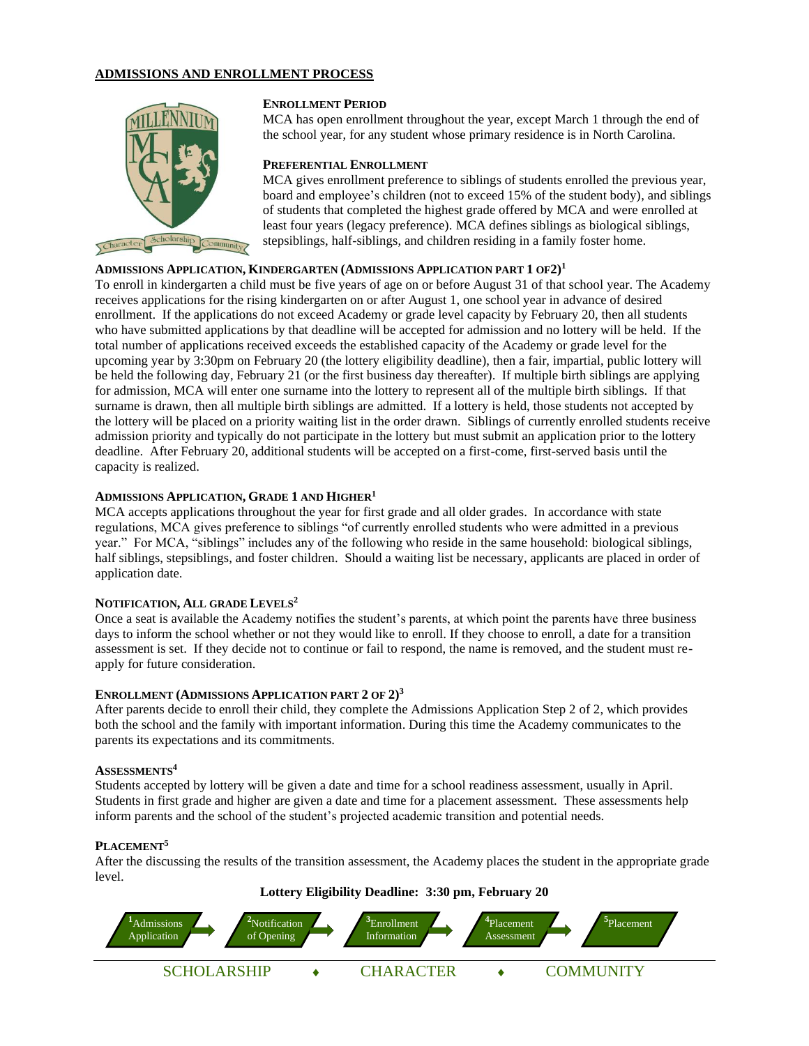## ADMISSIONS AND ENROLLMENT PROCESS

### ENROLLMENT PERIOD

MCA has open enrollment throughout the year, except March 1 through the end of the school year, for any student whose primary residence is in North Carolina.

### PREFERENTIAL ENROLLMENT

MCA gives enrollment preference to siblings of students enrolled the previous year, board and employee's children (not to exceed 15% of the student body), and siblings of students that completed the highest grade offered by MCA and were enrolled at least four years (legacy preference). MCA defines siblings as biological siblings, stepsiblings, half-siblings, and children residing in a family foster home.

### ADMISSIONS APPLICATION, KINDERGARTEN (ADMISSIONS APPLICATION PART 1 OF2)[1]

To enroll in kindergarten a child must be five years of age on or before August 31 of that school year. The Academy receives applications for the rising kindergarten on or after August 1, one school year in advance of desired enrollment. If the applications do not exceed Academy or grade level capacity by February 20, then all students who have submitted applications by that deadline will be accepted for admission and no lottery will be held. If the total number of applications received exceeds the established capacity of the Academy or grade level for the upcoming year by 3:30pm on February 20 (the lottery eligibility deadline), then a fair, impartial, public lottery will be held the following day, February 21 (or the first business day thereafter). If multiple birth siblings are applying for admission, MCA will enter one surname into the lottery to represent all of the multiple birth siblings. If that surname is drawn, then all multiple birth siblings are admitted. If a lottery is held, those students not accepted by the lottery will be placed on a priority waiting list in the order drawn. Siblings of currently enrolled students receive admission priority and typically do not participate in the lottery but must submit an application prior to the lottery deadline. After February 20, additional students will be accepted on a first-come, first-served basis until the capacity is realized.

### ADMISSIONS APPLICATION, GRADE 1 AND HIGHER[1]

MCA accepts applications throughout the year for first grade and all older grades. In accordance with state regulations, MCA gives preference to siblings "of currently enrolled students who were admitted in a previous year." For MCA, "siblings" includes any of the following who reside in the same household: biological siblings, half siblings, stepsiblings, and foster children. Should a waiting list be necessary, applicants are placed in order of application date.

### NOTIFICATION, ALL GRADE LEVELS[2]

Once a seat is available the Academy notifies the student's parents, at which point the parents have three business days to inform the school whether or not they would like to enroll. If they choose to enroll, a date for a transition assessment is set. If they decide not to continue or fail to respond, the name is removed, and the student must re-apply for future consideration.

### ENROLLMENT (ADMISSIONS APPLICATION PART 2 OF 2)[3]

After parents decide to enroll their child, they complete the Admissions Application Step 2 of 2, which provides both the school and the family with important information. During this time the Academy communicates to the parents its expectations and its commitments.

### ASSESSMENTS[4]

Students accepted by lottery will be given a date and time for a school readiness assessment, usually in April. Students in first grade and higher are given a date and time for a placement assessment. These assessments help inform parents and the school of the student's projected academic transition and potential needs.

### PLACEMENT[5]

After the discussing the results of the transition assessment, the Academy places the student in the appropriate grade level.

**Lottery Eligibility Deadline: 3:30 pm, February 20**

[1]Admissions Application → [2]Notification of Opening → [3]Enrollment Information → [4]Placement Assessment → [5]Placement

SCHOLARSHIP ♦ CHARACTER ♦ COMMUNITY